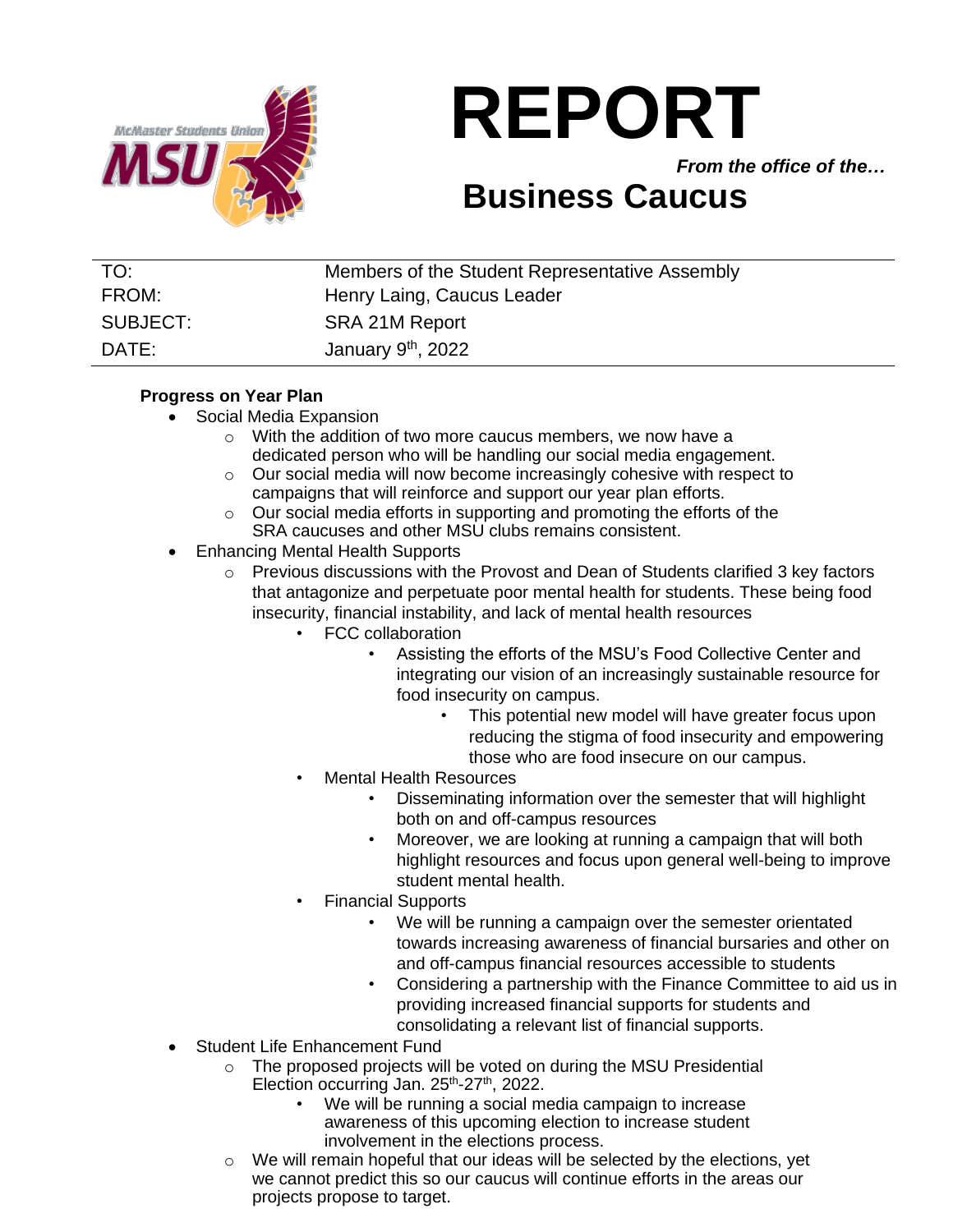# REPORT

*From the office of the…*

## Business Caucus

| | |
|---|---|
| TO: | Members of the Student Representative Assembly |
| FROM: | Henry Laing, Caucus Leader |
| SUBJECT: | SRA 21M Report |
| DATE: | January 9th, 2022 |

**Progress on Year Plan**

- Social Media Expansion
  - With the addition of two more caucus members, we now have a dedicated person who will be handling our social media engagement.
  - Our social media will now become increasingly cohesive with respect to campaigns that will reinforce and support our year plan efforts.
  - Our social media efforts in supporting and promoting the efforts of the SRA caucuses and other MSU clubs remains consistent.
- Enhancing Mental Health Supports
  - Previous discussions with the Provost and Dean of Students clarified 3 key factors that antagonize and perpetuate poor mental health for students. These being food insecurity, financial instability, and lack of mental health resources
    - FCC collaboration
      - Assisting the efforts of the MSU's Food Collective Center and integrating our vision of an increasingly sustainable resource for food insecurity on campus.
        - This potential new model will have greater focus upon reducing the stigma of food insecurity and empowering those who are food insecure on our campus.
    - Mental Health Resources
      - Disseminating information over the semester that will highlight both on and off-campus resources
      - Moreover, we are looking at running a campaign that will both highlight resources and focus upon general well-being to improve student mental health.
    - Financial Supports
      - We will be running a campaign over the semester orientated towards increasing awareness of financial bursaries and other on and off-campus financial resources accessible to students
      - Considering a partnership with the Finance Committee to aid us in providing increased financial supports for students and consolidating a relevant list of financial supports.
- Student Life Enhancement Fund
  - The proposed projects will be voted on during the MSU Presidential Election occurring Jan. 25th-27th, 2022.
    - We will be running a social media campaign to increase awareness of this upcoming election to increase student involvement in the elections process.
  - We will remain hopeful that our ideas will be selected by the elections, yet we cannot predict this so our caucus will continue efforts in the areas our projects propose to target.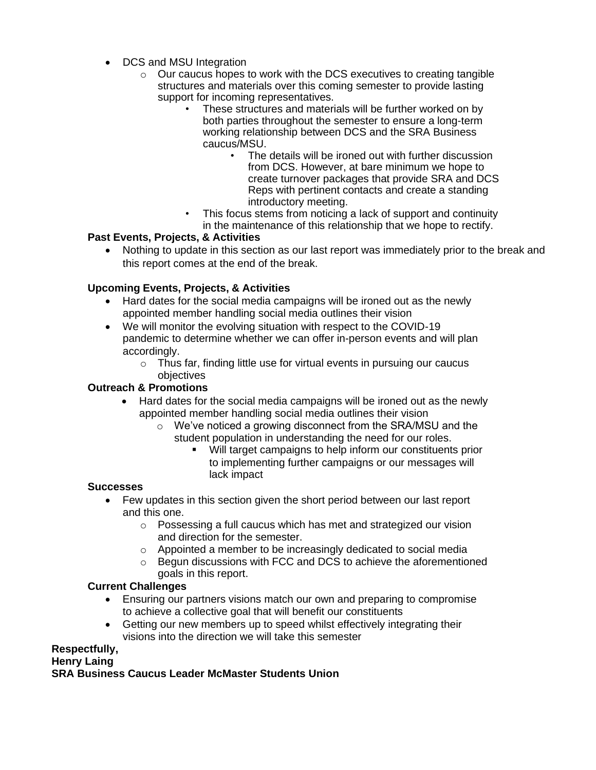- DCS and MSU Integration
  - Our caucus hopes to work with the DCS executives to creating tangible structures and materials over this coming semester to provide lasting support for incoming representatives.
    - These structures and materials will be further worked on by both parties throughout the semester to ensure a long-term working relationship between DCS and the SRA Business caucus/MSU.
      - The details will be ironed out with further discussion from DCS. However, at bare minimum we hope to create turnover packages that provide SRA and DCS Reps with pertinent contacts and create a standing introductory meeting.
    - This focus stems from noticing a lack of support and continuity in the maintenance of this relationship that we hope to rectify.

**Past Events, Projects, & Activities**

- Nothing to update in this section as our last report was immediately prior to the break and this report comes at the end of the break.

**Upcoming Events, Projects, & Activities**

- Hard dates for the social media campaigns will be ironed out as the newly appointed member handling social media outlines their vision
- We will monitor the evolving situation with respect to the COVID-19 pandemic to determine whether we can offer in-person events and will plan accordingly.
  - Thus far, finding little use for virtual events in pursuing our caucus objectives

**Outreach & Promotions**

- Hard dates for the social media campaigns will be ironed out as the newly appointed member handling social media outlines their vision
  - We've noticed a growing disconnect from the SRA/MSU and the student population in understanding the need for our roles.
    - Will target campaigns to help inform our constituents prior to implementing further campaigns or our messages will lack impact

**Successes**

- Few updates in this section given the short period between our last report and this one.
  - Possessing a full caucus which has met and strategized our vision and direction for the semester.
  - Appointed a member to be increasingly dedicated to social media
  - Begun discussions with FCC and DCS to achieve the aforementioned goals in this report.

**Current Challenges**

- Ensuring our partners visions match our own and preparing to compromise to achieve a collective goal that will benefit our constituents
- Getting our new members up to speed whilst effectively integrating their visions into the direction we will take this semester

**Respectfully,**
**Henry Laing**
**SRA Business Caucus Leader McMaster Students Union**